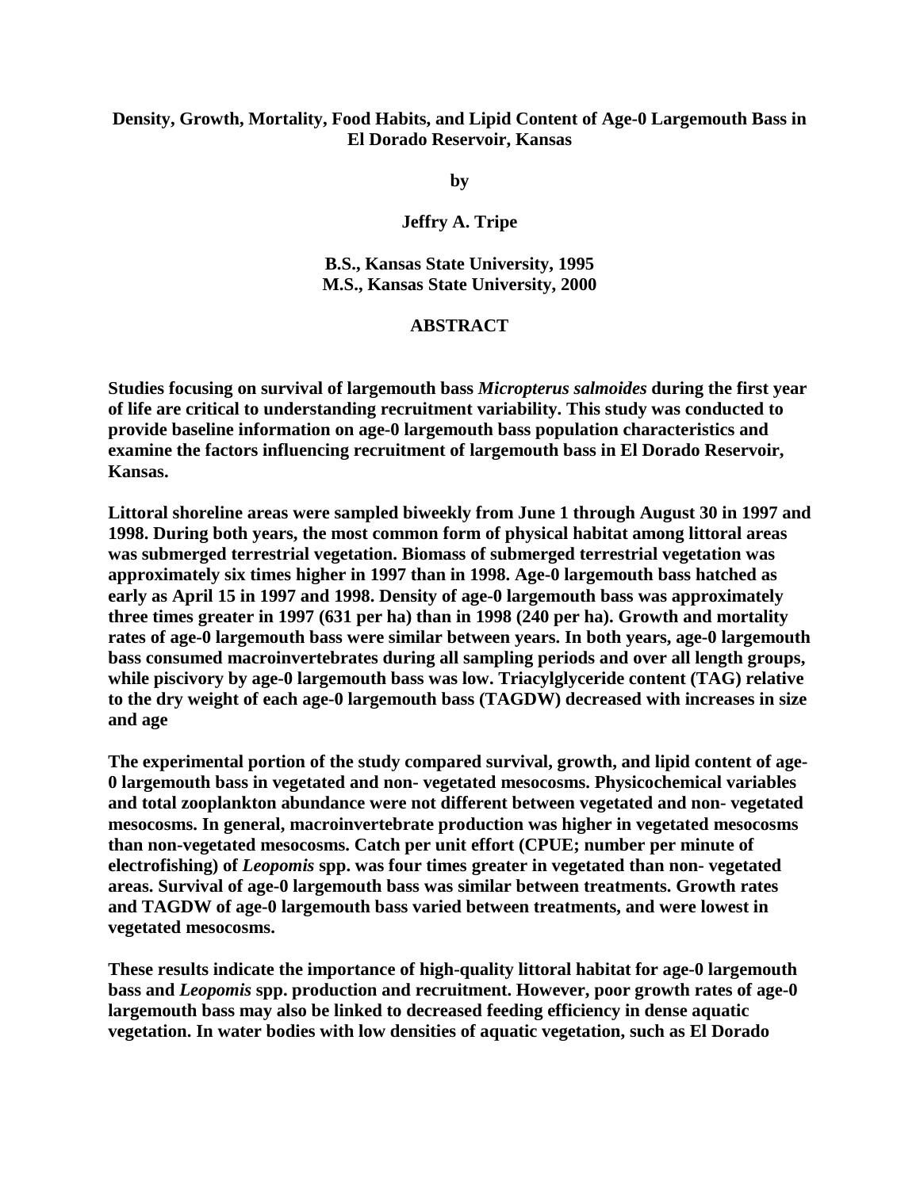# Density, Growth, Mortality, Food Habits, and Lipid Content of Age-0 Largemouth Bass in El Dorado Reservoir, Kansas

by

**Jeffry A. Tripe**

**B.S., Kansas State University, 1995**
**M.S., Kansas State University, 2000**

## ABSTRACT

**Studies focusing on survival of largemouth bass *Micropterus salmoides* during the first year of life are critical to understanding recruitment variability. This study was conducted to provide baseline information on age-0 largemouth bass population characteristics and examine the factors influencing recruitment of largemouth bass in El Dorado Reservoir, Kansas.**

**Littoral shoreline areas were sampled biweekly from June 1 through August 30 in 1997 and 1998. During both years, the most common form of physical habitat among littoral areas was submerged terrestrial vegetation. Biomass of submerged terrestrial vegetation was approximately six times higher in 1997 than in 1998. Age-0 largemouth bass hatched as early as April 15 in 1997 and 1998. Density of age-0 largemouth bass was approximately three times greater in 1997 (631 per ha) than in 1998 (240 per ha). Growth and mortality rates of age-0 largemouth bass were similar between years. In both years, age-0 largemouth bass consumed macroinvertebrates during all sampling periods and over all length groups, while piscivory by age-0 largemouth bass was low. Triacylglyceride content (TAG) relative to the dry weight of each age-0 largemouth bass (TAGDW) decreased with increases in size and age**

**The experimental portion of the study compared survival, growth, and lipid content of age-0 largemouth bass in vegetated and non- vegetated mesocosms. Physicochemical variables and total zooplankton abundance were not different between vegetated and non- vegetated mesocosms. In general, macroinvertebrate production was higher in vegetated mesocosms than non-vegetated mesocosms. Catch per unit effort (CPUE; number per minute of electrofishing) of *Leopomis* spp. was four times greater in vegetated than non- vegetated areas. Survival of age-0 largemouth bass was similar between treatments. Growth rates and TAGDW of age-0 largemouth bass varied between treatments, and were lowest in vegetated mesocosms.**

**These results indicate the importance of high-quality littoral habitat for age-0 largemouth bass and *Leopomis* spp. production and recruitment. However, poor growth rates of age-0 largemouth bass may also be linked to decreased feeding efficiency in dense aquatic vegetation. In water bodies with low densities of aquatic vegetation, such as El Dorado**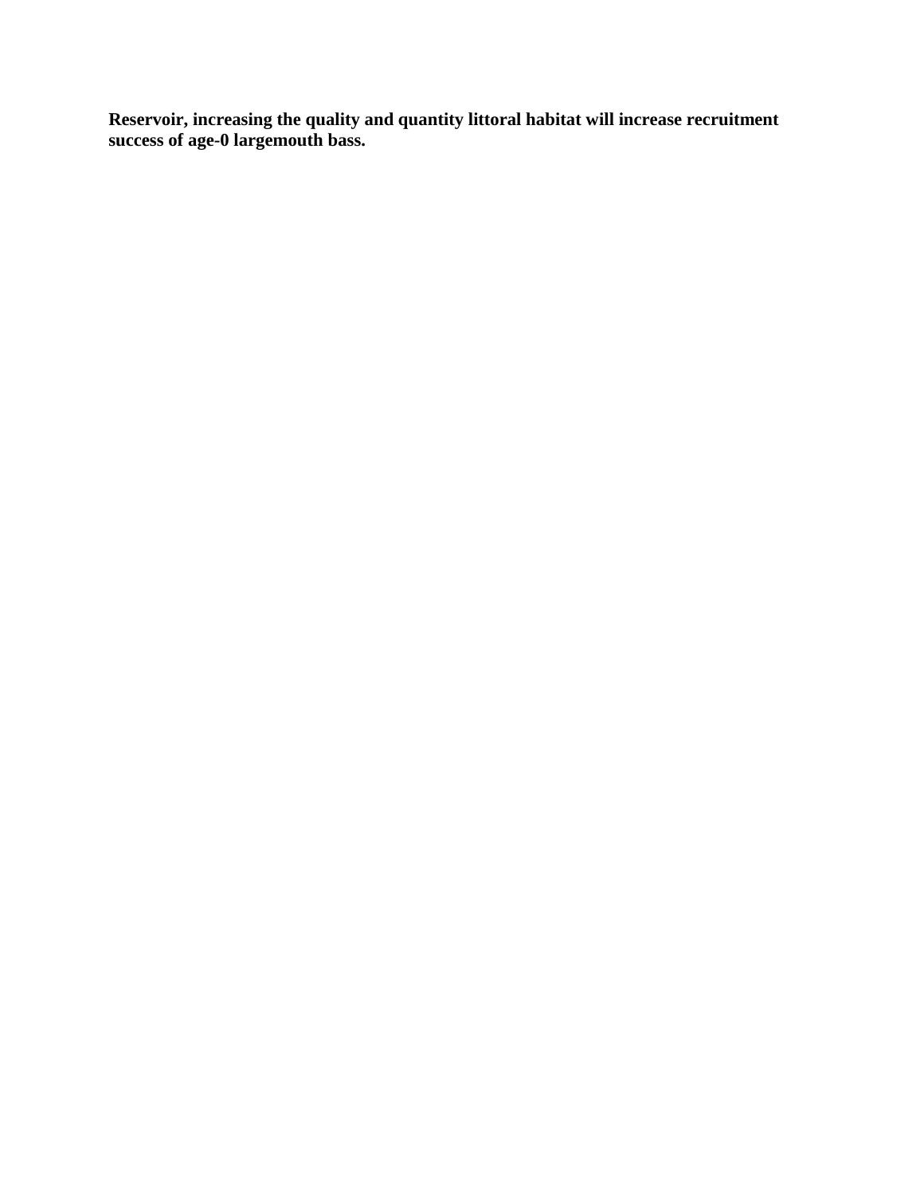**Reservoir, increasing the quality and quantity littoral habitat will increase recruitment success of age-0 largemouth bass.**